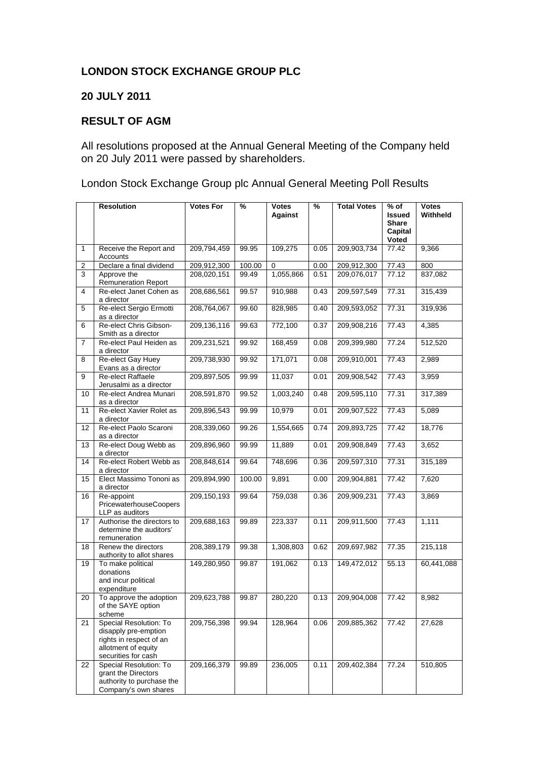## LONDON STOCK EXCHANGE GROUP PLC

## 20 JULY 2011

## RESULT OF AGM

All resolutions proposed at the Annual General Meeting of the Company held on 20 July 2011 were passed by shareholders.

London Stock Exchange Group plc Annual General Meeting Poll Results

| | Resolution | Votes For | % | Votes Against | % | Total Votes | % of Issued Share Capital Voted | Votes Withheld |
|---|---|---|---|---|---|---|---|---|
| 1 | Receive the Report and Accounts | 209,794,459 | 99.95 | 109,275 | 0.05 | 209,903,734 | 77.42 | 9,366 |
| 2 | Declare a final dividend | 209,912,300 | 100.00 | 0 | 0.00 | 209,912,300 | 77.43 | 800 |
| 3 | Approve the Remuneration Report | 208,020,151 | 99.49 | 1,055,866 | 0.51 | 209,076,017 | 77.12 | 837,082 |
| 4 | Re-elect Janet Cohen as a director | 208,686,561 | 99.57 | 910,988 | 0.43 | 209,597,549 | 77.31 | 315,439 |
| 5 | Re-elect Sergio Ermotti as a director | 208,764,067 | 99.60 | 828,985 | 0.40 | 209,593,052 | 77.31 | 319,936 |
| 6 | Re-elect Chris Gibson-Smith as a director | 209,136,116 | 99.63 | 772,100 | 0.37 | 209,908,216 | 77.43 | 4,385 |
| 7 | Re-elect Paul Heiden as a director | 209,231,521 | 99.92 | 168,459 | 0.08 | 209,399,980 | 77.24 | 512,520 |
| 8 | Re-elect Gay Huey Evans as a director | 209,738,930 | 99.92 | 171,071 | 0.08 | 209,910,001 | 77.43 | 2,989 |
| 9 | Re-elect Raffaele Jerusalmi as a director | 209,897,505 | 99.99 | 11,037 | 0.01 | 209,908,542 | 77.43 | 3,959 |
| 10 | Re-elect Andrea Munari as a director | 208,591,870 | 99.52 | 1,003,240 | 0.48 | 209,595,110 | 77.31 | 317,389 |
| 11 | Re-elect Xavier Rolet as a director | 209,896,543 | 99.99 | 10,979 | 0.01 | 209,907,522 | 77.43 | 5,089 |
| 12 | Re-elect Paolo Scaroni as a director | 208,339,060 | 99.26 | 1,554,665 | 0.74 | 209,893,725 | 77.42 | 18,776 |
| 13 | Re-elect Doug Webb as a director | 209,896,960 | 99.99 | 11,889 | 0.01 | 209,908,849 | 77.43 | 3,652 |
| 14 | Re-elect Robert Webb as a director | 208,848,614 | 99.64 | 748,696 | 0.36 | 209,597,310 | 77.31 | 315,189 |
| 15 | Elect Massimo Tononi as a director | 209,894,990 | 100.00 | 9,891 | 0.00 | 209,904,881 | 77.42 | 7,620 |
| 16 | Re-appoint PricewaterhouseCoopers LLP as auditors | 209,150,193 | 99.64 | 759,038 | 0.36 | 209,909,231 | 77.43 | 3,869 |
| 17 | Authorise the directors to determine the auditors' remuneration | 209,688,163 | 99.89 | 223,337 | 0.11 | 209,911,500 | 77.43 | 1,111 |
| 18 | Renew the directors authority to allot shares | 208,389,179 | 99.38 | 1,308,803 | 0.62 | 209,697,982 | 77.35 | 215,118 |
| 19 | To make political donations and incur political expenditure | 149,280,950 | 99.87 | 191,062 | 0.13 | 149,472,012 | 55.13 | 60,441,088 |
| 20 | To approve the adoption of the SAYE option scheme | 209,623,788 | 99.87 | 280,220 | 0.13 | 209,904,008 | 77.42 | 8,982 |
| 21 | Special Resolution: To disapply pre-emption rights in respect of an allotment of equity securities for cash | 209,756,398 | 99.94 | 128,964 | 0.06 | 209,885,362 | 77.42 | 27,628 |
| 22 | Special Resolution: To grant the Directors authority to purchase the Company's own shares | 209,166,379 | 99.89 | 236,005 | 0.11 | 209,402,384 | 77.24 | 510,805 |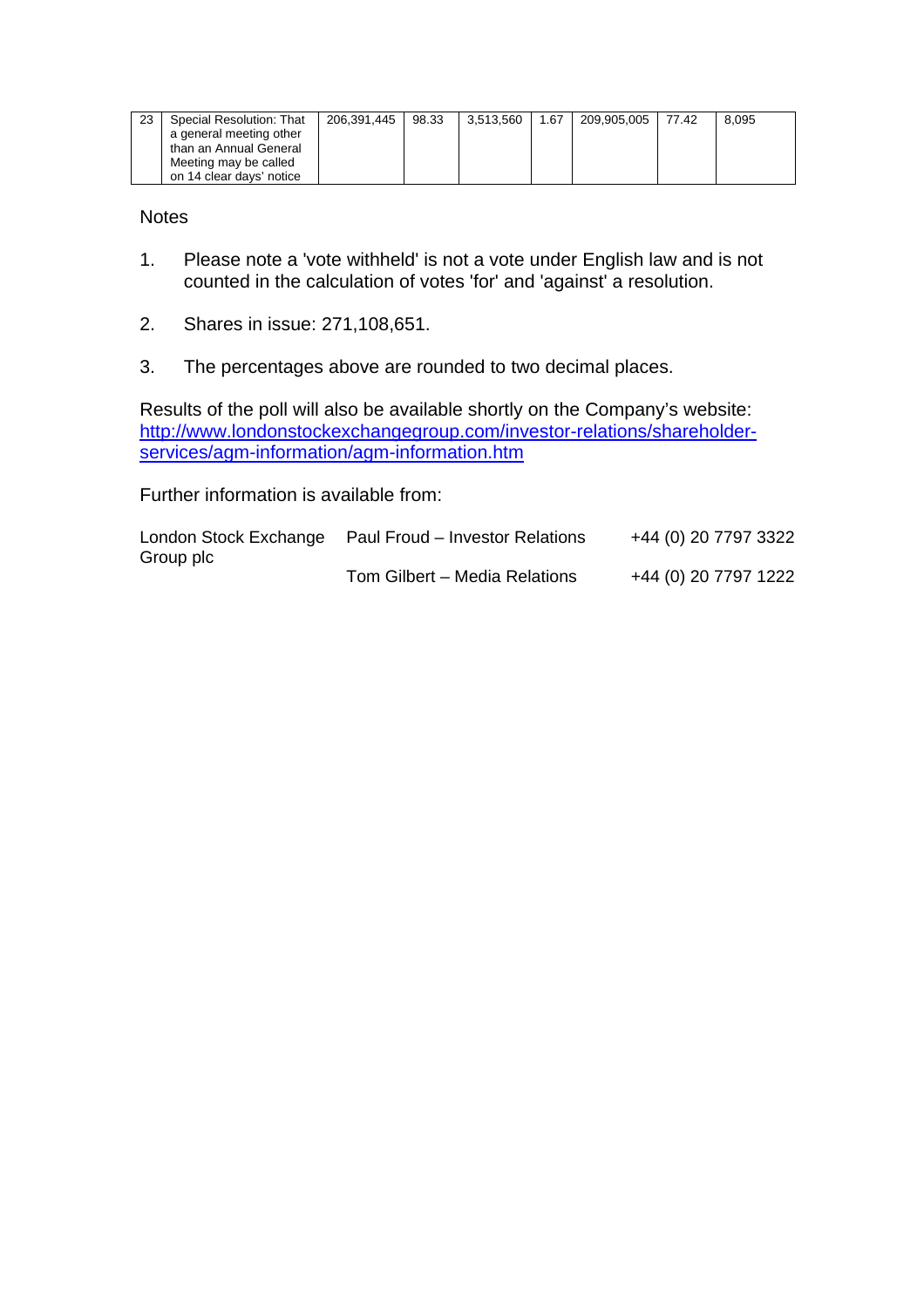| | | | | | | | | |
|---|---|---|---|---|---|---|---|---|
| 23 | Special Resolution: That a general meeting other than an Annual General Meeting may be called on 14 clear days' notice | 206,391,445 | 98.33 | 3,513,560 | 1.67 | 209,905,005 | 77.42 | 8,095 |

Notes

1. Please note a 'vote withheld' is not a vote under English law and is not counted in the calculation of votes 'for' and 'against' a resolution.

2. Shares in issue: 271,108,651.

3. The percentages above are rounded to two decimal places.

Results of the poll will also be available shortly on the Company's website: [http://www.londonstockexchangegroup.com/investor-relations/shareholder-services/agm-information/agm-information.htm](http://www.londonstockexchangegroup.com/investor-relations/shareholder-services/agm-information/agm-information.htm)

Further information is available from:

| | | |
|---|---|---|
| London Stock Exchange Group plc | Paul Froud – Investor Relations | +44 (0) 20 7797 3322 |
| | Tom Gilbert – Media Relations | +44 (0) 20 7797 1222 |